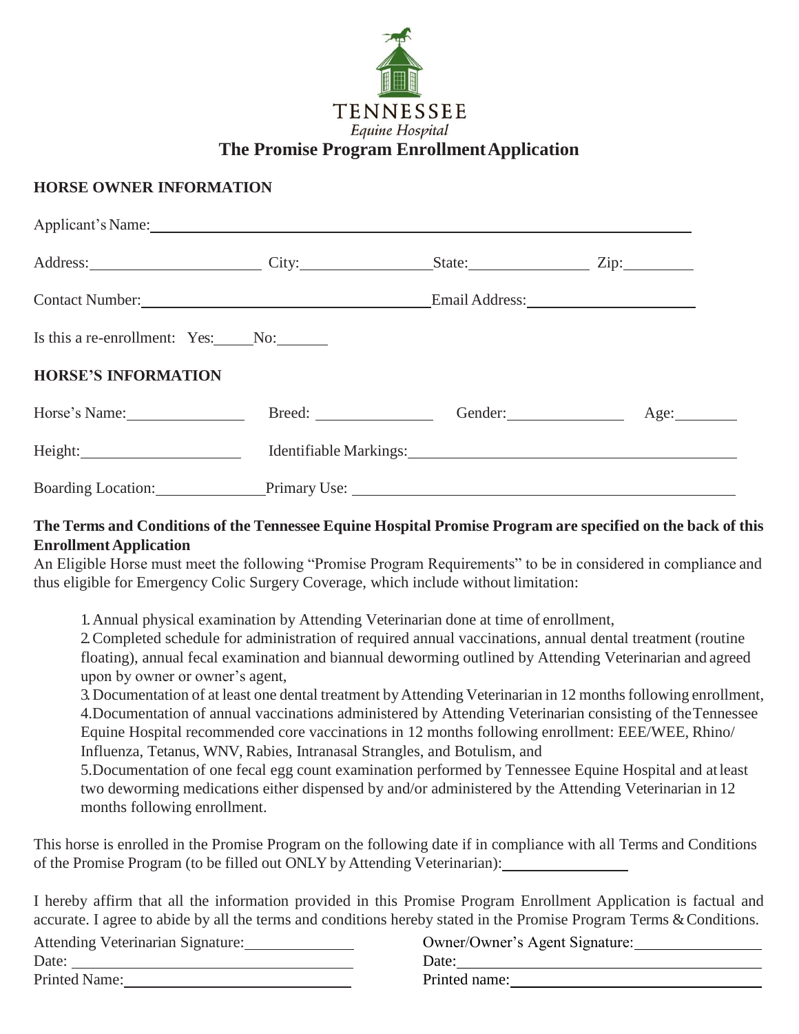TENNESSEE
*Equine Hospital*

# The Promise Program Enrollment Application

## HORSE OWNER INFORMATION

Applicant's Name: ____________________

Address: ____________ City: ____________ State: ____________ Zip: ________

Contact Number: ____________________ Email Address: ____________________

Is this a re-enrollment: Yes:_____ No:_______

## HORSE'S INFORMATION

Horse's Name: ____________ Breed: ____________ Gender: ____________ Age: ________

Height: ____________ Identifiable Markings: ____________________

Boarding Location: ____________ Primary Use: ____________________

**The Terms and Conditions of the Tennessee Equine Hospital Promise Program are specified on the back of this Enrollment Application**

An Eligible Horse must meet the following "Promise Program Requirements" to be in considered in compliance and thus eligible for Emergency Colic Surgery Coverage, which include without limitation:

1. Annual physical examination by Attending Veterinarian done at time of enrollment,
2. Completed schedule for administration of required annual vaccinations, annual dental treatment (routine floating), annual fecal examination and biannual deworming outlined by Attending Veterinarian and agreed upon by owner or owner's agent,
3. Documentation of at least one dental treatment by Attending Veterinarian in 12 months following enrollment,
4. Documentation of annual vaccinations administered by Attending Veterinarian consisting of the Tennessee Equine Hospital recommended core vaccinations in 12 months following enrollment: EEE/WEE, Rhino/ Influenza, Tetanus, WNV, Rabies, Intranasal Strangles, and Botulism, and
5. Documentation of one fecal egg count examination performed by Tennessee Equine Hospital and at least two deworming medications either dispensed by and/or administered by the Attending Veterinarian in 12 months following enrollment.

This horse is enrolled in the Promise Program on the following date if in compliance with all Terms and Conditions of the Promise Program (to be filled out ONLY by Attending Veterinarian): ____________

I hereby affirm that all the information provided in this Promise Program Enrollment Application is factual and accurate. I agree to abide by all the terms and conditions hereby stated in the Promise Program Terms & Conditions.

Attending Veterinarian Signature: ____________
Date: ____________
Printed Name: ____________

Owner/Owner's Agent Signature: ____________
Date: ____________
Printed name: ____________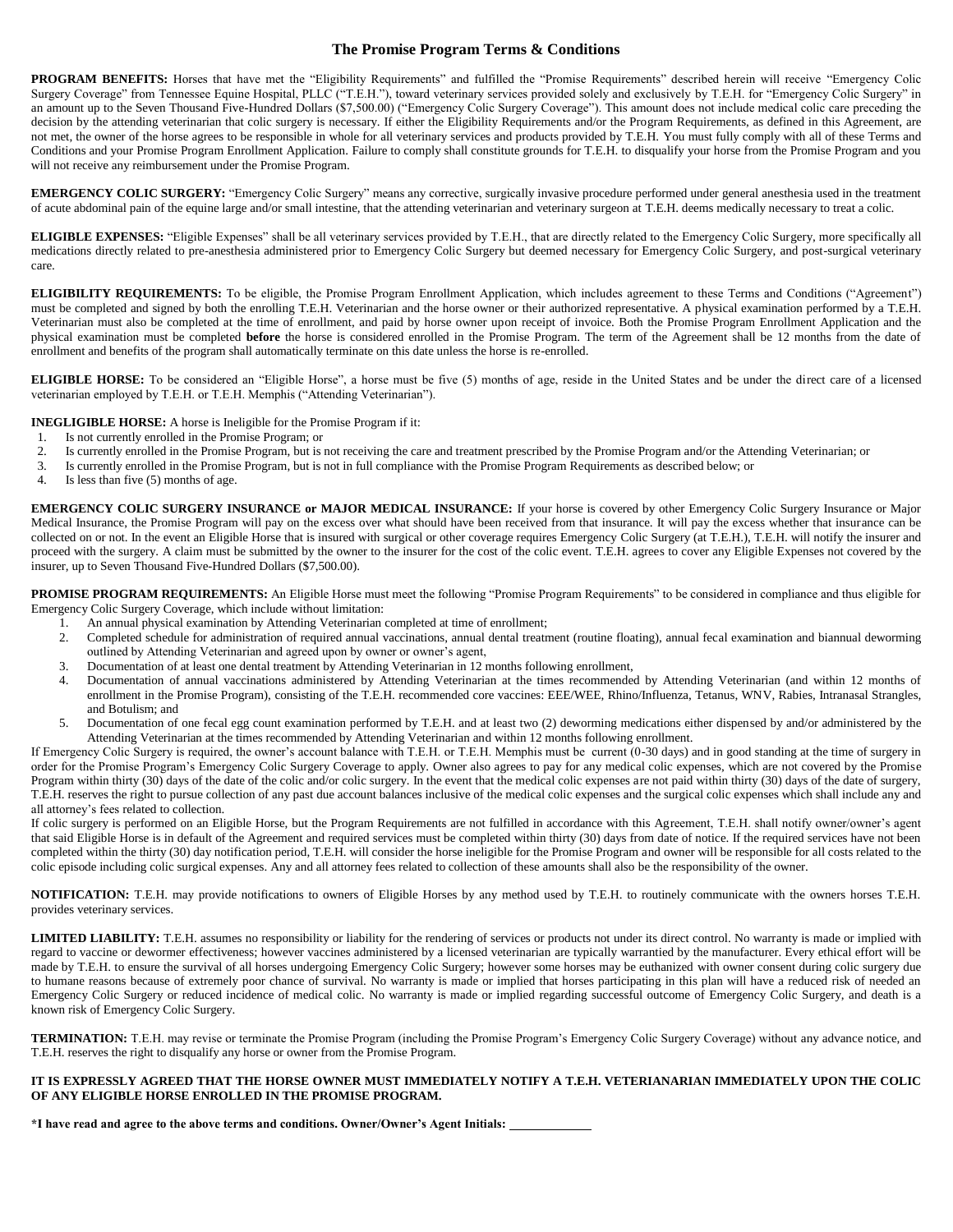# The Promise Program Terms & Conditions

**PROGRAM BENEFITS:** Horses that have met the "Eligibility Requirements" and fulfilled the "Promise Requirements" described herein will receive "Emergency Colic Surgery Coverage" from Tennessee Equine Hospital, PLLC ("T.E.H."), toward veterinary services provided solely and exclusively by T.E.H. for "Emergency Colic Surgery" in an amount up to the Seven Thousand Five-Hundred Dollars ($7,500.00) ("Emergency Colic Surgery Coverage"). This amount does not include medical colic care preceding the decision by the attending veterinarian that colic surgery is necessary. If either the Eligibility Requirements and/or the Program Requirements, as defined in this Agreement, are not met, the owner of the horse agrees to be responsible in whole for all veterinary services and products provided by T.E.H. You must fully comply with all of these Terms and Conditions and your Promise Program Enrollment Application. Failure to comply shall constitute grounds for T.E.H. to disqualify your horse from the Promise Program and you will not receive any reimbursement under the Promise Program.

**EMERGENCY COLIC SURGERY:** "Emergency Colic Surgery" means any corrective, surgically invasive procedure performed under general anesthesia used in the treatment of acute abdominal pain of the equine large and/or small intestine, that the attending veterinarian and veterinary surgeon at T.E.H. deems medically necessary to treat a colic.

**ELIGIBLE EXPENSES:** "Eligible Expenses" shall be all veterinary services provided by T.E.H., that are directly related to the Emergency Colic Surgery, more specifically all medications directly related to pre-anesthesia administered prior to Emergency Colic Surgery but deemed necessary for Emergency Colic Surgery, and post-surgical veterinary care.

**ELIGIBILITY REQUIREMENTS:** To be eligible, the Promise Program Enrollment Application, which includes agreement to these Terms and Conditions ("Agreement") must be completed and signed by both the enrolling T.E.H. Veterinarian and the horse owner or their authorized representative. A physical examination performed by a T.E.H. Veterinarian must also be completed at the time of enrollment, and paid by horse owner upon receipt of invoice. Both the Promise Program Enrollment Application and the physical examination must be completed **before** the horse is considered enrolled in the Promise Program. The term of the Agreement shall be 12 months from the date of enrollment and benefits of the program shall automatically terminate on this date unless the horse is re-enrolled.

**ELIGIBLE HORSE:** To be considered an "Eligible Horse", a horse must be five (5) months of age, reside in the United States and be under the direct care of a licensed veterinarian employed by T.E.H. or T.E.H. Memphis ("Attending Veterinarian").

**INEGLIGIBLE HORSE:** A horse is Ineligible for the Promise Program if it:

1. Is not currently enrolled in the Promise Program; or
2. Is currently enrolled in the Promise Program, but is not receiving the care and treatment prescribed by the Promise Program and/or the Attending Veterinarian; or
3. Is currently enrolled in the Promise Program, but is not in full compliance with the Promise Program Requirements as described below; or
4. Is less than five (5) months of age.

**EMERGENCY COLIC SURGERY INSURANCE or MAJOR MEDICAL INSURANCE:** If your horse is covered by other Emergency Colic Surgery Insurance or Major Medical Insurance, the Promise Program will pay on the excess over what should have been received from that insurance. It will pay the excess whether that insurance can be collected on or not. In the event an Eligible Horse that is insured with surgical or other coverage requires Emergency Colic Surgery (at T.E.H.), T.E.H. will notify the insurer and proceed with the surgery. A claim must be submitted by the owner to the insurer for the cost of the colic event. T.E.H. agrees to cover any Eligible Expenses not covered by the insurer, up to Seven Thousand Five-Hundred Dollars ($7,500.00).

**PROMISE PROGRAM REQUIREMENTS:** An Eligible Horse must meet the following "Promise Program Requirements" to be considered in compliance and thus eligible for Emergency Colic Surgery Coverage, which include without limitation:

1. An annual physical examination by Attending Veterinarian completed at time of enrollment;
2. Completed schedule for administration of required annual vaccinations, annual dental treatment (routine floating), annual fecal examination and biannual deworming outlined by Attending Veterinarian and agreed upon by owner or owner's agent,
3. Documentation of at least one dental treatment by Attending Veterinarian in 12 months following enrollment,
4. Documentation of annual vaccinations administered by Attending Veterinarian at the times recommended by Attending Veterinarian (and within 12 months of enrollment in the Promise Program), consisting of the T.E.H. recommended core vaccines: EEE/WEE, Rhino/Influenza, Tetanus, WNV, Rabies, Intranasal Strangles, and Botulism; and
5. Documentation of one fecal egg count examination performed by T.E.H. and at least two (2) deworming medications either dispensed by and/or administered by the Attending Veterinarian at the times recommended by Attending Veterinarian and within 12 months following enrollment.

If Emergency Colic Surgery is required, the owner's account balance with T.E.H. or T.E.H. Memphis must be current (0-30 days) and in good standing at the time of surgery in order for the Promise Program's Emergency Colic Surgery Coverage to apply. Owner also agrees to pay for any medical colic expenses, which are not covered by the Promise Program within thirty (30) days of the date of the colic and/or colic surgery. In the event that the medical colic expenses are not paid within thirty (30) days of the date of surgery, T.E.H. reserves the right to pursue collection of any past due account balances inclusive of the medical colic expenses and the surgical colic expenses which shall include any and all attorney's fees related to collection.

If colic surgery is performed on an Eligible Horse, but the Program Requirements are not fulfilled in accordance with this Agreement, T.E.H. shall notify owner/owner's agent that said Eligible Horse is in default of the Agreement and required services must be completed within thirty (30) days from date of notice. If the required services have not been completed within the thirty (30) day notification period, T.E.H. will consider the horse ineligible for the Promise Program and owner will be responsible for all costs related to the colic episode including colic surgical expenses. Any and all attorney fees related to collection of these amounts shall also be the responsibility of the owner.

**NOTIFICATION:** T.E.H. may provide notifications to owners of Eligible Horses by any method used by T.E.H. to routinely communicate with the owners horses T.E.H. provides veterinary services.

**LIMITED LIABILITY:** T.E.H. assumes no responsibility or liability for the rendering of services or products not under its direct control. No warranty is made or implied with regard to vaccine or dewormer effectiveness; however vaccines administered by a licensed veterinarian are typically warrantied by the manufacturer. Every ethical effort will be made by T.E.H. to ensure the survival of all horses undergoing Emergency Colic Surgery; however some horses may be euthanized with owner consent during colic surgery due to humane reasons because of extremely poor chance of survival. No warranty is made or implied that horses participating in this plan will have a reduced risk of needed an Emergency Colic Surgery or reduced incidence of medical colic. No warranty is made or implied regarding successful outcome of Emergency Colic Surgery, and death is a known risk of Emergency Colic Surgery.

**TERMINATION:** T.E.H. may revise or terminate the Promise Program (including the Promise Program's Emergency Colic Surgery Coverage) without any advance notice, and T.E.H. reserves the right to disqualify any horse or owner from the Promise Program.

**IT IS EXPRESSLY AGREED THAT THE HORSE OWNER MUST IMMEDIATELY NOTIFY A T.E.H. VETERIANARIAN IMMEDIATELY UPON THE COLIC OF ANY ELIGIBLE HORSE ENROLLED IN THE PROMISE PROGRAM.**

**\*I have read and agree to the above terms and conditions. Owner/Owner's Agent Initials: \_\_\_\_\_\_\_\_\_\_\_\_**